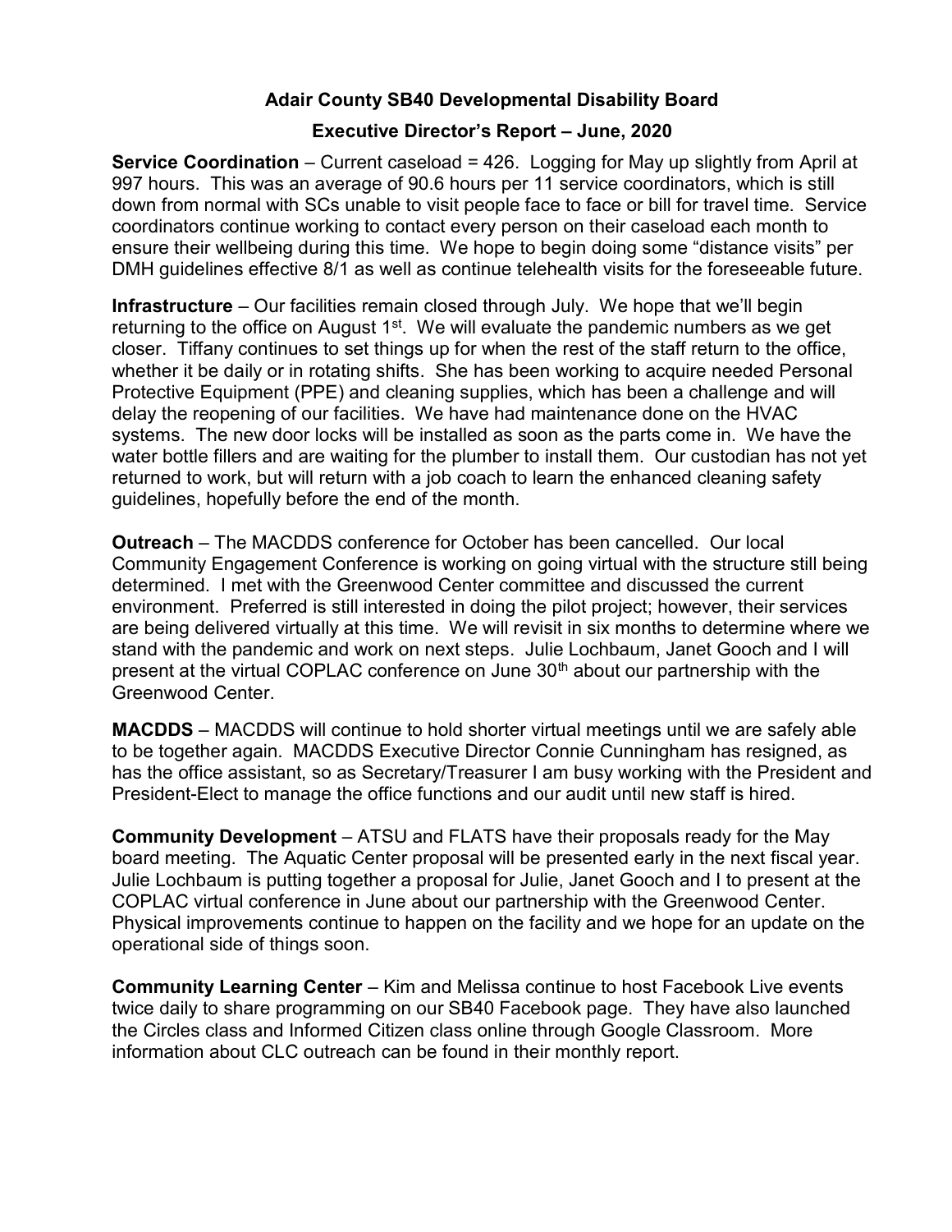# Adair County SB40 Developmental Disability Board

## Executive Director's Report – June, 2020

**Service Coordination** – Current caseload = 426. Logging for May up slightly from April at 997 hours. This was an average of 90.6 hours per 11 service coordinators, which is still down from normal with SCs unable to visit people face to face or bill for travel time. Service coordinators continue working to contact every person on their caseload each month to ensure their wellbeing during this time. We hope to begin doing some "distance visits" per DMH guidelines effective 8/1 as well as continue telehealth visits for the foreseeable future.

**Infrastructure** – Our facilities remain closed through July. We hope that we'll begin returning to the office on August 1st. We will evaluate the pandemic numbers as we get closer. Tiffany continues to set things up for when the rest of the staff return to the office, whether it be daily or in rotating shifts. She has been working to acquire needed Personal Protective Equipment (PPE) and cleaning supplies, which has been a challenge and will delay the reopening of our facilities. We have had maintenance done on the HVAC systems. The new door locks will be installed as soon as the parts come in. We have the water bottle fillers and are waiting for the plumber to install them. Our custodian has not yet returned to work, but will return with a job coach to learn the enhanced cleaning safety guidelines, hopefully before the end of the month.

**Outreach** – The MACDDS conference for October has been cancelled. Our local Community Engagement Conference is working on going virtual with the structure still being determined. I met with the Greenwood Center committee and discussed the current environment. Preferred is still interested in doing the pilot project; however, their services are being delivered virtually at this time. We will revisit in six months to determine where we stand with the pandemic and work on next steps. Julie Lochbaum, Janet Gooch and I will present at the virtual COPLAC conference on June 30th about our partnership with the Greenwood Center.

**MACDDS** – MACDDS will continue to hold shorter virtual meetings until we are safely able to be together again. MACDDS Executive Director Connie Cunningham has resigned, as has the office assistant, so as Secretary/Treasurer I am busy working with the President and President-Elect to manage the office functions and our audit until new staff is hired.

**Community Development** – ATSU and FLATS have their proposals ready for the May board meeting. The Aquatic Center proposal will be presented early in the next fiscal year. Julie Lochbaum is putting together a proposal for Julie, Janet Gooch and I to present at the COPLAC virtual conference in June about our partnership with the Greenwood Center. Physical improvements continue to happen on the facility and we hope for an update on the operational side of things soon.

**Community Learning Center** – Kim and Melissa continue to host Facebook Live events twice daily to share programming on our SB40 Facebook page. They have also launched the Circles class and Informed Citizen class online through Google Classroom. More information about CLC outreach can be found in their monthly report.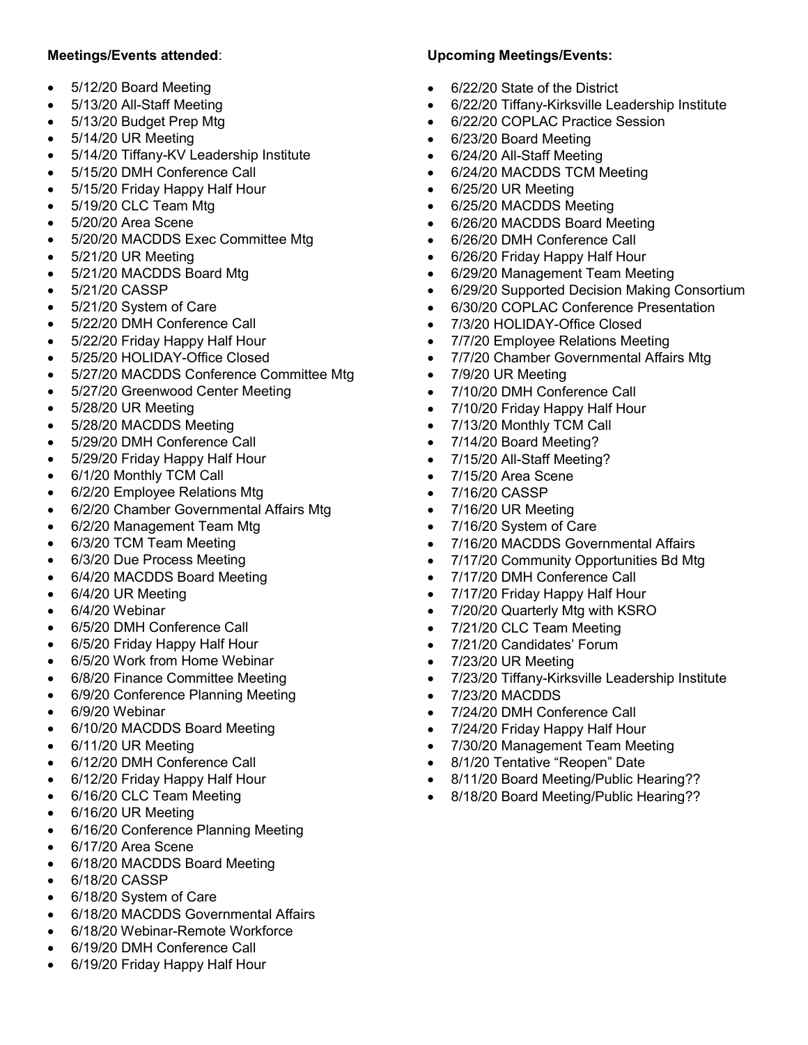**Meetings/Events attended**:

- 5/12/20 Board Meeting
- 5/13/20 All-Staff Meeting
- 5/13/20 Budget Prep Mtg
- 5/14/20 UR Meeting
- 5/14/20 Tiffany-KV Leadership Institute
- 5/15/20 DMH Conference Call
- 5/15/20 Friday Happy Half Hour
- 5/19/20 CLC Team Mtg
- 5/20/20 Area Scene
- 5/20/20 MACDDS Exec Committee Mtg
- 5/21/20 UR Meeting
- 5/21/20 MACDDS Board Mtg
- 5/21/20 CASSP
- 5/21/20 System of Care
- 5/22/20 DMH Conference Call
- 5/22/20 Friday Happy Half Hour
- 5/25/20 HOLIDAY-Office Closed
- 5/27/20 MACDDS Conference Committee Mtg
- 5/27/20 Greenwood Center Meeting
- 5/28/20 UR Meeting
- 5/28/20 MACDDS Meeting
- 5/29/20 DMH Conference Call
- 5/29/20 Friday Happy Half Hour
- 6/1/20 Monthly TCM Call
- 6/2/20 Employee Relations Mtg
- 6/2/20 Chamber Governmental Affairs Mtg
- 6/2/20 Management Team Mtg
- 6/3/20 TCM Team Meeting
- 6/3/20 Due Process Meeting
- 6/4/20 MACDDS Board Meeting
- 6/4/20 UR Meeting
- 6/4/20 Webinar
- 6/5/20 DMH Conference Call
- 6/5/20 Friday Happy Half Hour
- 6/5/20 Work from Home Webinar
- 6/8/20 Finance Committee Meeting
- 6/9/20 Conference Planning Meeting
- 6/9/20 Webinar
- 6/10/20 MACDDS Board Meeting
- 6/11/20 UR Meeting
- 6/12/20 DMH Conference Call
- 6/12/20 Friday Happy Half Hour
- 6/16/20 CLC Team Meeting
- 6/16/20 UR Meeting
- 6/16/20 Conference Planning Meeting
- 6/17/20 Area Scene
- 6/18/20 MACDDS Board Meeting
- 6/18/20 CASSP
- 6/18/20 System of Care
- 6/18/20 MACDDS Governmental Affairs
- 6/18/20 Webinar-Remote Workforce
- 6/19/20 DMH Conference Call
- 6/19/20 Friday Happy Half Hour

**Upcoming Meetings/Events:**

- 6/22/20 State of the District
- 6/22/20 Tiffany-Kirksville Leadership Institute
- 6/22/20 COPLAC Practice Session
- 6/23/20 Board Meeting
- 6/24/20 All-Staff Meeting
- 6/24/20 MACDDS TCM Meeting
- 6/25/20 UR Meeting
- 6/25/20 MACDDS Meeting
- 6/26/20 MACDDS Board Meeting
- 6/26/20 DMH Conference Call
- 6/26/20 Friday Happy Half Hour
- 6/29/20 Management Team Meeting
- 6/29/20 Supported Decision Making Consortium
- 6/30/20 COPLAC Conference Presentation
- 7/3/20 HOLIDAY-Office Closed
- 7/7/20 Employee Relations Meeting
- 7/7/20 Chamber Governmental Affairs Mtg
- 7/9/20 UR Meeting
- 7/10/20 DMH Conference Call
- 7/10/20 Friday Happy Half Hour
- 7/13/20 Monthly TCM Call
- 7/14/20 Board Meeting?
- 7/15/20 All-Staff Meeting?
- 7/15/20 Area Scene
- 7/16/20 CASSP
- 7/16/20 UR Meeting
- 7/16/20 System of Care
- 7/16/20 MACDDS Governmental Affairs
- 7/17/20 Community Opportunities Bd Mtg
- 7/17/20 DMH Conference Call
- 7/17/20 Friday Happy Half Hour
- 7/20/20 Quarterly Mtg with KSRO
- 7/21/20 CLC Team Meeting
- 7/21/20 Candidates' Forum
- 7/23/20 UR Meeting
- 7/23/20 Tiffany-Kirksville Leadership Institute
- 7/23/20 MACDDS
- 7/24/20 DMH Conference Call
- 7/24/20 Friday Happy Half Hour
- 7/30/20 Management Team Meeting
- 8/1/20 Tentative "Reopen" Date
- 8/11/20 Board Meeting/Public Hearing??
- 8/18/20 Board Meeting/Public Hearing??